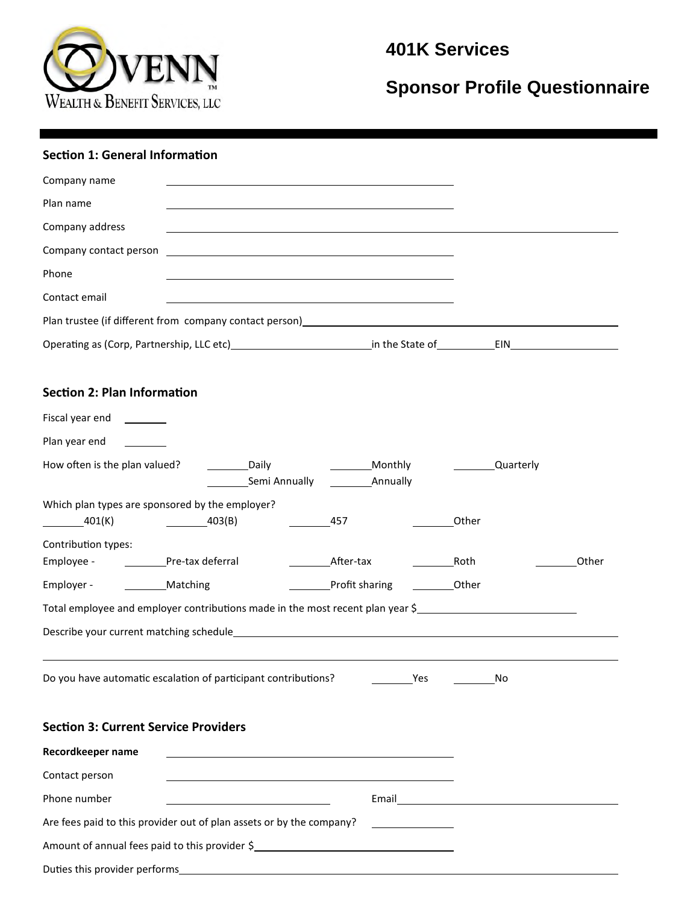VENN™ Wealth & Benefit Services, LLC

# 401K Services

# Sponsor Profile Questionnaire

## Section 1: General Information

Company name ______________________________

Plan name ______________________________

Company address ______________________________

Company contact person ______________________________

Phone ______________________________

Contact email ______________________________

Plan trustee (if different from company contact person) ______________________________

Operating as (Corp, Partnership, LLC etc) ______________ in the State of __________ EIN ______________

## Section 2: Plan Information

Fiscal year end ________

Plan year end ________

How often is the plan valued? _______ Daily _______ Monthly _______ Quarterly _______ Semi Annually _______ Annually

Which plan types are sponsored by the employer?
_______ 401(K) _______ 403(B) _______ 457 _______ Other

Contribution types:

Employee - _______ Pre-tax deferral _______ After-tax _______ Roth _______ Other

Employer - _______ Matching _______ Profit sharing _______ Other

Total employee and employer contributions made in the most recent plan year $ ______________________________

Describe your current matching schedule ______________________________

______________________________

Do you have automatic escalation of participant contributions? _______ Yes _______ No

## Section 3: Current Service Providers

**Recordkeeper name** ______________________________

Contact person ______________________________

Phone number ______________________________ Email ______________________________

Are fees paid to this provider out of plan assets or by the company? ______________

Amount of annual fees paid to this provider $ ______________________________

Duties this provider performs ______________________________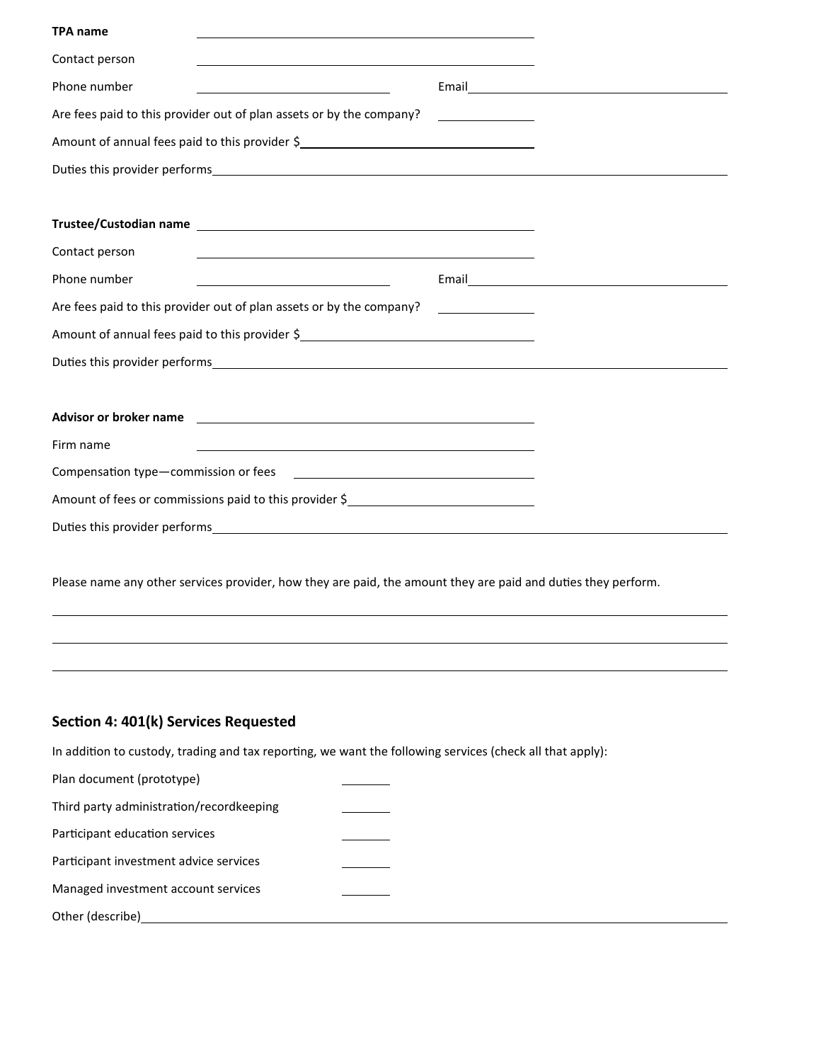**TPA name** ______________________________

Contact person ______________________________

Phone number ____________________ Email ______________________________

Are fees paid to this provider out of plan assets or by the company? __________

Amount of annual fees paid to this provider $______________________________

Duties this provider performs ______________________________

**Trustee/Custodian name** ______________________________

Contact person ______________________________

Phone number ____________________ Email ______________________________

Are fees paid to this provider out of plan assets or by the company? __________

Amount of annual fees paid to this provider $______________________________

Duties this provider performs ______________________________

**Advisor or broker name** ______________________________

Firm name ______________________________

Compensation type—commission or fees ______________________________

Amount of fees or commissions paid to this provider $______________________________

Duties this provider performs ______________________________

Please name any other services provider, how they are paid, the amount they are paid and duties they perform.

______________________________

______________________________

______________________________

## Section 4: 401(k) Services Requested

In addition to custody, trading and tax reporting, we want the following services (check all that apply):

Plan document (prototype) ______

Third party administration/recordkeeping ______

Participant education services ______

Participant investment advice services ______

Managed investment account services ______

Other (describe) ______________________________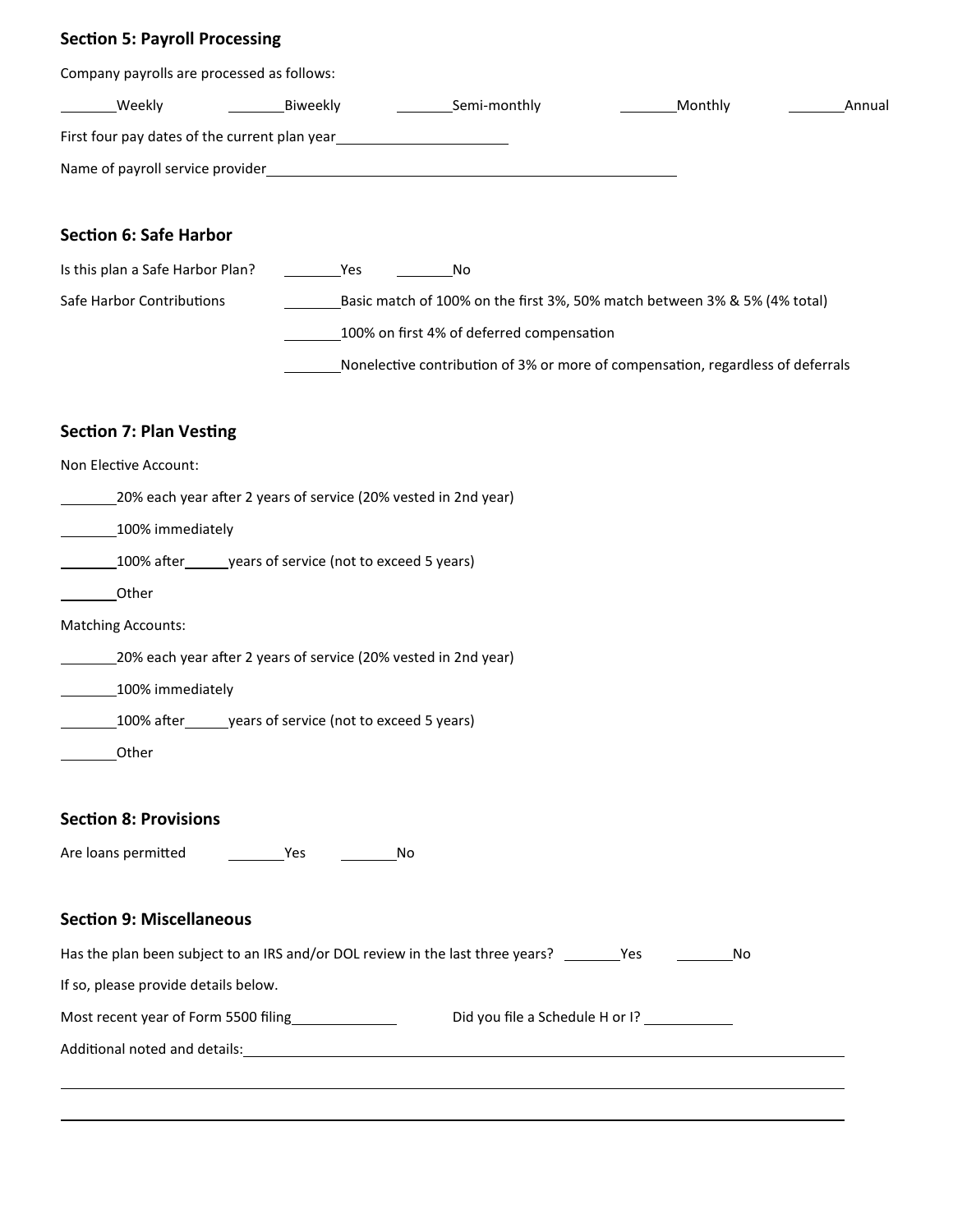## Section 5: Payroll Processing

Company payrolls are processed as follows:

\_\_\_\_\_\_\_\_Weekly　　\_\_\_\_\_\_\_\_Biweekly　　\_\_\_\_\_\_\_\_Semi-monthly　　\_\_\_\_\_\_\_\_Monthly　　\_\_\_\_\_\_\_\_Annual

First four pay dates of the current plan year\_\_\_\_\_\_\_\_\_\_\_\_\_\_\_\_\_\_\_\_\_\_\_\_

Name of payroll service provider\_\_\_\_\_\_\_\_\_\_\_\_\_\_\_\_\_\_\_\_\_\_\_\_\_\_\_\_\_\_\_\_\_\_\_\_\_\_\_\_\_\_\_\_\_\_\_\_\_\_\_\_\_\_\_\_

## Section 6: Safe Harbor

Is this plan a Safe Harbor Plan?　　\_\_\_\_\_\_\_\_Yes　　\_\_\_\_\_\_\_\_No

Safe Harbor Contributions　　\_\_\_\_\_\_\_\_Basic match of 100% on the first 3%, 50% match between 3% & 5% (4% total)

\_\_\_\_\_\_\_\_100% on first 4% of deferred compensation

\_\_\_\_\_\_\_\_Nonelective contribution of 3% or more of compensation, regardless of deferrals

## Section 7: Plan Vesting

Non Elective Account:

\_\_\_\_\_\_\_\_20% each year after 2 years of service (20% vested in 2nd year)

\_\_\_\_\_\_\_\_100% immediately

\_\_\_\_\_\_\_\_100% after\_\_\_\_\_\_years of service (not to exceed 5 years)

\_\_\_\_\_\_\_\_Other

Matching Accounts:

\_\_\_\_\_\_\_\_20% each year after 2 years of service (20% vested in 2nd year)

\_\_\_\_\_\_\_\_100% immediately

\_\_\_\_\_\_\_\_100% after\_\_\_\_\_\_years of service (not to exceed 5 years)

\_\_\_\_\_\_\_\_Other

## Section 8: Provisions

Are loans permitted　　\_\_\_\_\_\_\_\_Yes　　\_\_\_\_\_\_\_\_No

## Section 9: Miscellaneous

Has the plan been subject to an IRS and/or DOL review in the last three years? \_\_\_\_\_\_\_\_Yes　　\_\_\_\_\_\_\_\_No

If so, please provide details below.

Most recent year of Form 5500 filing\_\_\_\_\_\_\_\_\_\_\_\_\_\_　　Did you file a Schedule H or I? \_\_\_\_\_\_\_\_\_\_\_\_

Additional noted and details:\_\_\_\_\_\_\_\_\_\_\_\_\_\_\_\_\_\_\_\_\_\_\_\_\_\_\_\_\_\_\_\_\_\_\_\_\_\_\_\_\_\_\_\_\_\_\_\_\_\_\_\_\_\_\_\_\_\_\_\_\_\_\_\_\_\_\_\_\_\_

\_\_\_\_\_\_\_\_\_\_\_\_\_\_\_\_\_\_\_\_\_\_\_\_\_\_\_\_\_\_\_\_\_\_\_\_\_\_\_\_\_\_\_\_\_\_\_\_\_\_\_\_\_\_\_\_\_\_\_\_\_\_\_\_\_\_\_\_\_\_\_\_\_\_\_\_\_\_\_\_\_\_\_\_\_\_\_\_\_\_\_\_\_\_\_\_

\_\_\_\_\_\_\_\_\_\_\_\_\_\_\_\_\_\_\_\_\_\_\_\_\_\_\_\_\_\_\_\_\_\_\_\_\_\_\_\_\_\_\_\_\_\_\_\_\_\_\_\_\_\_\_\_\_\_\_\_\_\_\_\_\_\_\_\_\_\_\_\_\_\_\_\_\_\_\_\_\_\_\_\_\_\_\_\_\_\_\_\_\_\_\_\_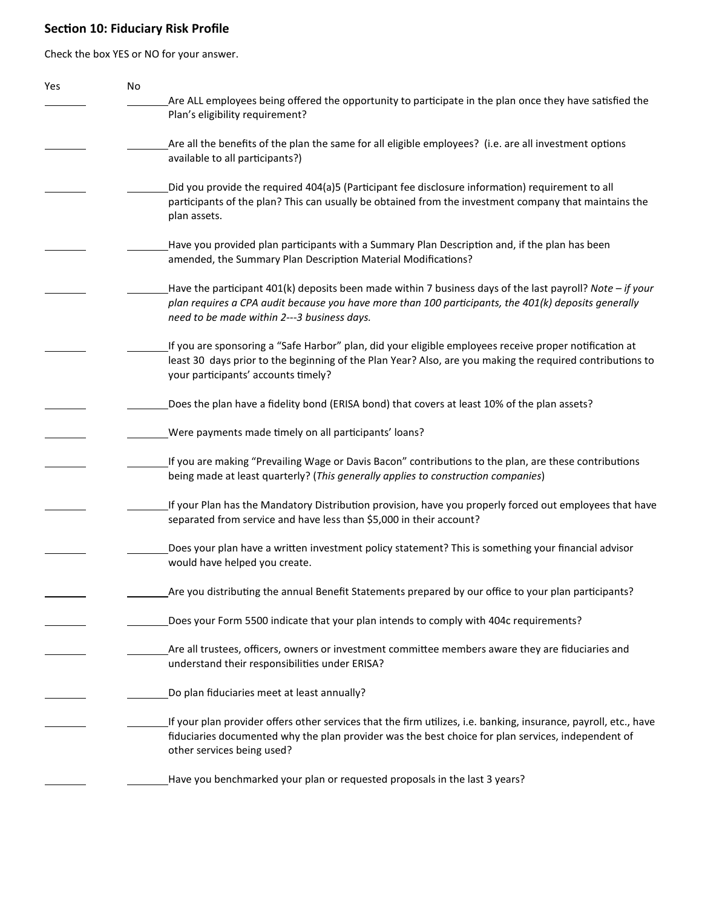## Section 10: Fiduciary Risk Profile

Check the box YES or NO for your answer.

| Yes | No | |
|---|---|---|
| ________ | ________ | Are ALL employees being offered the opportunity to participate in the plan once they have satisfied the Plan's eligibility requirement? |
| ________ | ________ | Are all the benefits of the plan the same for all eligible employees? (i.e. are all investment options available to all participants?) |
| ________ | ________ | Did you provide the required 404(a)5 (Participant fee disclosure information) requirement to all participants of the plan? This can usually be obtained from the investment company that maintains the plan assets. |
| ________ | ________ | Have you provided plan participants with a Summary Plan Description and, if the plan has been amended, the Summary Plan Description Material Modifications? |
| ________ | ________ | Have the participant 401(k) deposits been made within 7 business days of the last payroll? *Note – if your plan requires a CPA audit because you have more than 100 participants, the 401(k) deposits generally need to be made within 2---3 business days.* |
| ________ | ________ | If you are sponsoring a "Safe Harbor" plan, did your eligible employees receive proper notification at least 30 days prior to the beginning of the Plan Year? Also, are you making the required contributions to your participants' accounts timely? |
| ________ | ________ | Does the plan have a fidelity bond (ERISA bond) that covers at least 10% of the plan assets? |
| ________ | ________ | Were payments made timely on all participants' loans? |
| ________ | ________ | If you are making "Prevailing Wage or Davis Bacon" contributions to the plan, are these contributions being made at least quarterly? (*This generally applies to construction companies*) |
| ________ | ________ | If your Plan has the Mandatory Distribution provision, have you properly forced out employees that have separated from service and have less than $5,000 in their account? |
| ________ | ________ | Does your plan have a written investment policy statement? This is something your financial advisor would have helped you create. |
| ________ | ________ | Are you distributing the annual Benefit Statements prepared by our office to your plan participants? |
| ________ | ________ | Does your Form 5500 indicate that your plan intends to comply with 404c requirements? |
| ________ | ________ | Are all trustees, officers, owners or investment committee members aware they are fiduciaries and understand their responsibilities under ERISA? |
| ________ | ________ | Do plan fiduciaries meet at least annually? |
| ________ | ________ | If your plan provider offers other services that the firm utilizes, i.e. banking, insurance, payroll, etc., have fiduciaries documented why the plan provider was the best choice for plan services, independent of other services being used? |
| ________ | ________ | Have you benchmarked your plan or requested proposals in the last 3 years? |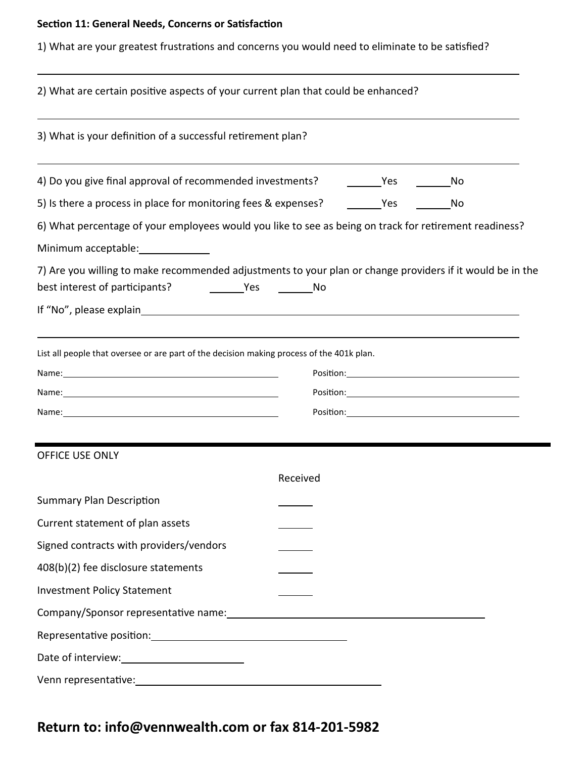**Section 11: General Needs, Concerns or Satisfaction**

1) What are your greatest frustrations and concerns you would need to eliminate to be satisfied?

______________________________________________________________________________

2) What are certain positive aspects of your current plan that could be enhanced?

______________________________________________________________________________

3) What is your definition of a successful retirement plan?

______________________________________________________________________________

4) Do you give final approval of recommended investments? ______Yes ______No

5) Is there a process in place for monitoring fees & expenses? ______Yes ______No

6) What percentage of your employees would you like to see as being on track for retirement readiness?

Minimum acceptable:____________

7) Are you willing to make recommended adjustments to your plan or change providers if it would be in the best interest of participants? ______Yes ______No

If "No", please explain______________________________________________________________________

______________________________________________________________________________

List all people that oversee or are part of the decision making process of the 401k plan.

Name:________________________________________ Position:________________________________

Name:________________________________________ Position:________________________________

Name:________________________________________ Position:________________________________

---

OFFICE USE ONLY

| | Received |
|---|---|
| Summary Plan Description | ______ |
| Current statement of plan assets | ______ |
| Signed contracts with providers/vendors | ______ |
| 408(b)(2) fee disclosure statements | ______ |
| Investment Policy Statement | ______ |

Company/Sponsor representative name:________________________________________

Representative position:________________________________

Date of interview:____________________

Venn representative:________________________________________

**Return to: info@vennwealth.com or fax 814-201-5982**